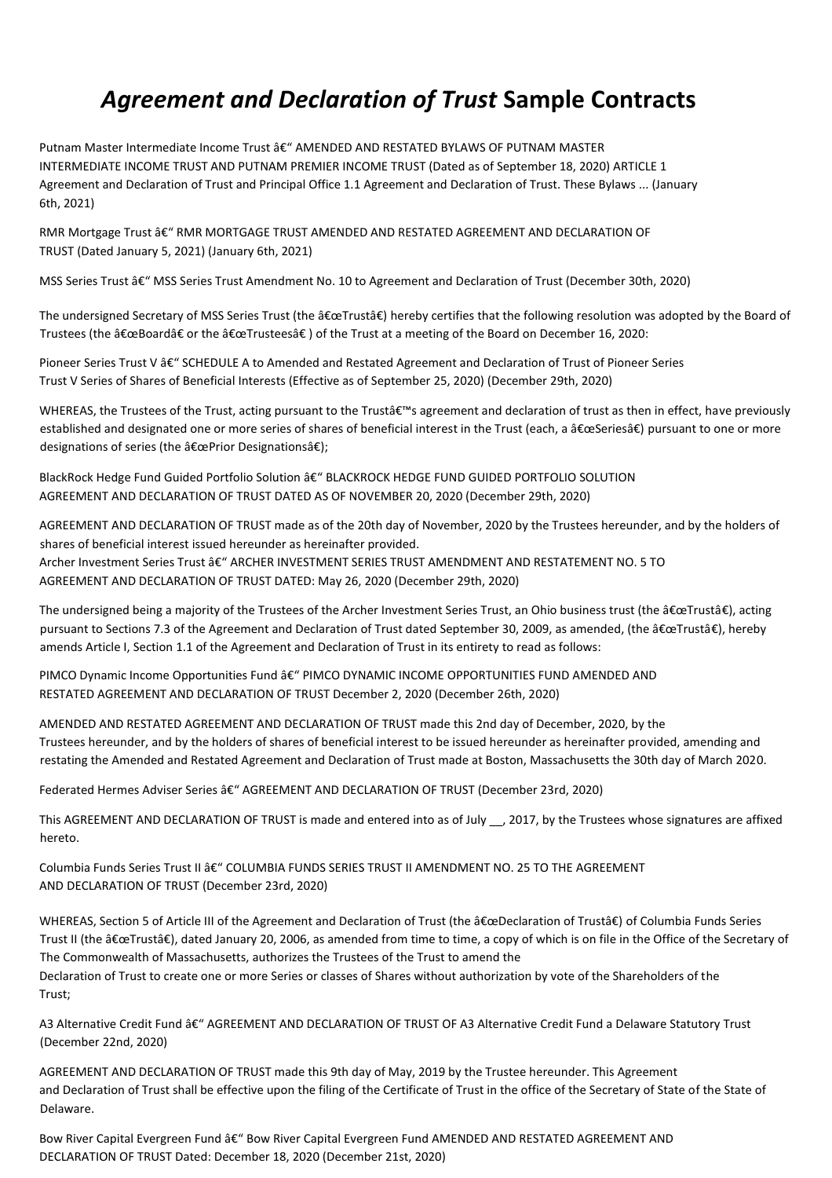# *Agreement and Declaration of Trust* Sample Contracts

Putnam Master Intermediate Income Trust â€“ AMENDED AND RESTATED BYLAWS OF PUTNAM MASTER INTERMEDIATE INCOME TRUST AND PUTNAM PREMIER INCOME TRUST (Dated as of September 18, 2020) ARTICLE 1 Agreement and Declaration of Trust and Principal Office 1.1 Agreement and Declaration of Trust. These Bylaws ... (January 6th, 2021)

RMR Mortgage Trust â€“ RMR MORTGAGE TRUST AMENDED AND RESTATED AGREEMENT AND DECLARATION OF TRUST (Dated January 5, 2021) (January 6th, 2021)

MSS Series Trust â€“ MSS Series Trust Amendment No. 10 to Agreement and Declaration of Trust (December 30th, 2020)

The undersigned Secretary of MSS Series Trust (the â€œTrustâ€) hereby certifies that the following resolution was adopted by the Board of Trustees (the â€œBoardâ€ or the â€œTrusteesâ€ ) of the Trust at a meeting of the Board on December 16, 2020:

Pioneer Series Trust V â€“ SCHEDULE A to Amended and Restated Agreement and Declaration of Trust of Pioneer Series Trust V Series of Shares of Beneficial Interests (Effective as of September 25, 2020) (December 29th, 2020)

WHEREAS, the Trustees of the Trust, acting pursuant to the Trustâ€™s agreement and declaration of trust as then in effect, have previously established and designated one or more series of shares of beneficial interest in the Trust (each, a â€œSeriesâ€) pursuant to one or more designations of series (the â€œPrior Designationsâ€);

BlackRock Hedge Fund Guided Portfolio Solution â€“ BLACKROCK HEDGE FUND GUIDED PORTFOLIO SOLUTION AGREEMENT AND DECLARATION OF TRUST DATED AS OF NOVEMBER 20, 2020 (December 29th, 2020)

AGREEMENT AND DECLARATION OF TRUST made as of the 20th day of November, 2020 by the Trustees hereunder, and by the holders of shares of beneficial interest issued hereunder as hereinafter provided.

Archer Investment Series Trust â€“ ARCHER INVESTMENT SERIES TRUST AMENDMENT AND RESTATEMENT NO. 5 TO AGREEMENT AND DECLARATION OF TRUST DATED: May 26, 2020 (December 29th, 2020)

The undersigned being a majority of the Trustees of the Archer Investment Series Trust, an Ohio business trust (the â€œTrustâ€), acting pursuant to Sections 7.3 of the Agreement and Declaration of Trust dated September 30, 2009, as amended, (the â€œTrustâ€), hereby amends Article I, Section 1.1 of the Agreement and Declaration of Trust in its entirety to read as follows:

PIMCO Dynamic Income Opportunities Fund â€“ PIMCO DYNAMIC INCOME OPPORTUNITIES FUND AMENDED AND RESTATED AGREEMENT AND DECLARATION OF TRUST December 2, 2020 (December 26th, 2020)

AMENDED AND RESTATED AGREEMENT AND DECLARATION OF TRUST made this 2nd day of December, 2020, by the Trustees hereunder, and by the holders of shares of beneficial interest to be issued hereunder as hereinafter provided, amending and restating the Amended and Restated Agreement and Declaration of Trust made at Boston, Massachusetts the 30th day of March 2020.

Federated Hermes Adviser Series â€“ AGREEMENT AND DECLARATION OF TRUST (December 23rd, 2020)

This AGREEMENT AND DECLARATION OF TRUST is made and entered into as of July __, 2017, by the Trustees whose signatures are affixed hereto.

Columbia Funds Series Trust II â€“ COLUMBIA FUNDS SERIES TRUST II AMENDMENT NO. 25 TO THE AGREEMENT AND DECLARATION OF TRUST (December 23rd, 2020)

WHEREAS, Section 5 of Article III of the Agreement and Declaration of Trust (the â€œDeclaration of Trustâ€) of Columbia Funds Series Trust II (the â€œTrustâ€), dated January 20, 2006, as amended from time to time, a copy of which is on file in the Office of the Secretary of The Commonwealth of Massachusetts, authorizes the Trustees of the Trust to amend the Declaration of Trust to create one or more Series or classes of Shares without authorization by vote of the Shareholders of the Trust;

A3 Alternative Credit Fund â€“ AGREEMENT AND DECLARATION OF TRUST OF A3 Alternative Credit Fund a Delaware Statutory Trust (December 22nd, 2020)

AGREEMENT AND DECLARATION OF TRUST made this 9th day of May, 2019 by the Trustee hereunder. This Agreement and Declaration of Trust shall be effective upon the filing of the Certificate of Trust in the office of the Secretary of State of the State of Delaware.

Bow River Capital Evergreen Fund â€“ Bow River Capital Evergreen Fund AMENDED AND RESTATED AGREEMENT AND DECLARATION OF TRUST Dated: December 18, 2020 (December 21st, 2020)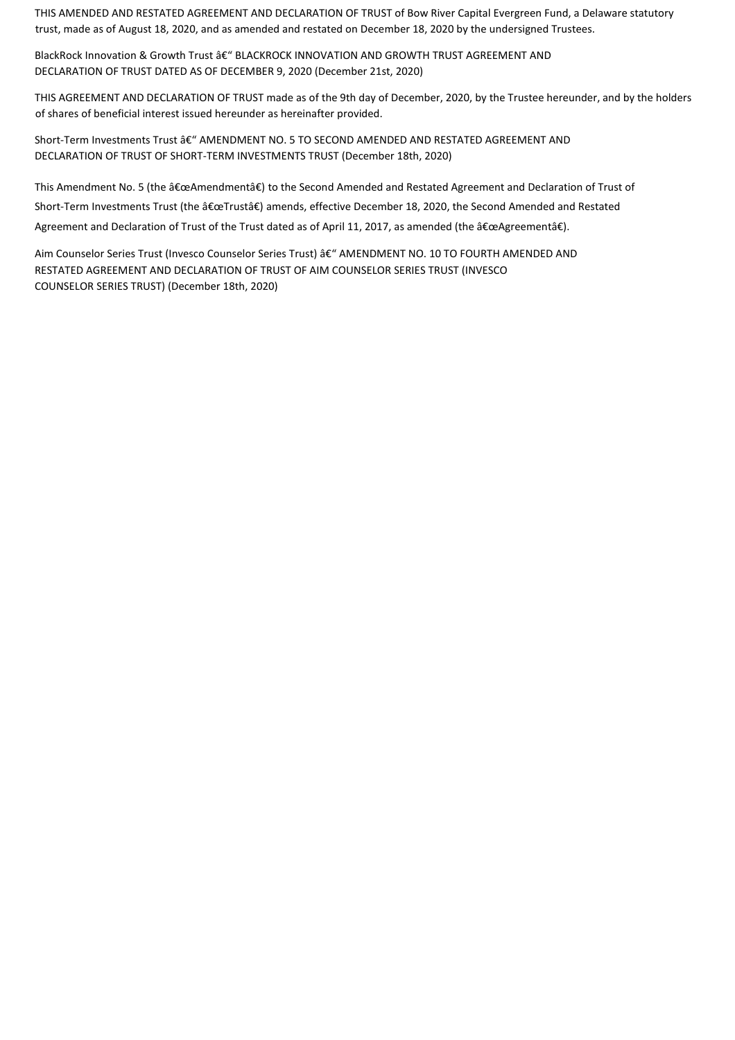THIS AMENDED AND RESTATED AGREEMENT AND DECLARATION OF TRUST of Bow River Capital Evergreen Fund, a Delaware statutory trust, made as of August 18, 2020, and as amended and restated on December 18, 2020 by the undersigned Trustees.

BlackRock Innovation & Growth Trust â€" BLACKROCK INNOVATION AND GROWTH TRUST AGREEMENT AND DECLARATION OF TRUST DATED AS OF DECEMBER 9, 2020 (December 21st, 2020)

THIS AGREEMENT AND DECLARATION OF TRUST made as of the 9th day of December, 2020, by the Trustee hereunder, and by the holders of shares of beneficial interest issued hereunder as hereinafter provided.

Short-Term Investments Trust â€" AMENDMENT NO. 5 TO SECOND AMENDED AND RESTATED AGREEMENT AND DECLARATION OF TRUST OF SHORT-TERM INVESTMENTS TRUST (December 18th, 2020)

This Amendment No. 5 (the â€œAmendmentâ€) to the Second Amended and Restated Agreement and Declaration of Trust of Short-Term Investments Trust (the â€œTrustâ€) amends, effective December 18, 2020, the Second Amended and Restated Agreement and Declaration of Trust of the Trust dated as of April 11, 2017, as amended (the â€œAgreementâ€).

Aim Counselor Series Trust (Invesco Counselor Series Trust) â€" AMENDMENT NO. 10 TO FOURTH AMENDED AND RESTATED AGREEMENT AND DECLARATION OF TRUST OF AIM COUNSELOR SERIES TRUST (INVESCO COUNSELOR SERIES TRUST) (December 18th, 2020)